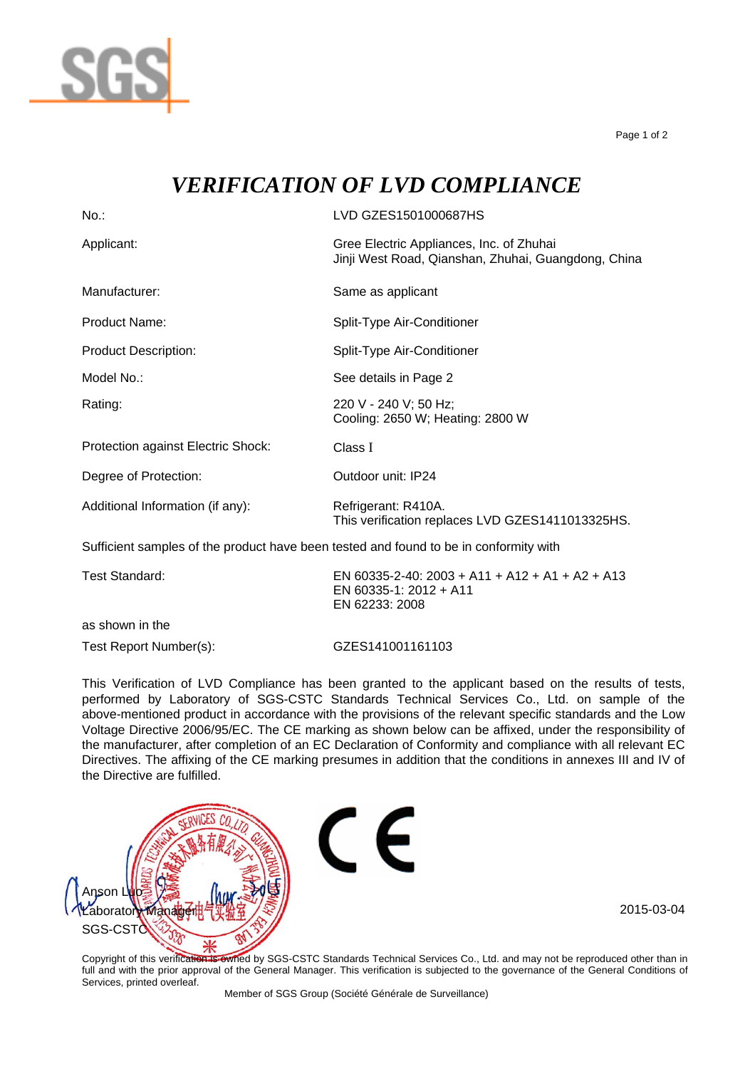# *VERIFICATION OF LVD COMPLIANCE*

| | |
|---|---|
| No.: | LVD GZES1501000687HS |
| Applicant: | Gree Electric Appliances, Inc. of Zhuhai<br>Jinji West Road, Qianshan, Zhuhai, Guangdong, China |
| Manufacturer: | Same as applicant |
| Product Name: | Split-Type Air-Conditioner |
| Product Description: | Split-Type Air-Conditioner |
| Model No.: | See details in Page 2 |
| Rating: | 220 V - 240 V; 50 Hz;<br>Cooling: 2650 W; Heating: 2800 W |
| Protection against Electric Shock: | Class I |
| Degree of Protection: | Outdoor unit: IP24 |
| Additional Information (if any): | Refrigerant: R410A.<br>This verification replaces LVD GZES1411013325HS. |

Sufficient samples of the product have been tested and found to be in conformity with

| | |
|---|---|
| Test Standard: | EN 60335-2-40: 2003 + A11 + A12 + A1 + A2 + A13<br>EN 60335-1: 2012 + A11<br>EN 62233: 2008 |

as shown in the

| | |
|---|---|
| Test Report Number(s): | GZES141001161103 |

This Verification of LVD Compliance has been granted to the applicant based on the results of tests, performed by Laboratory of SGS-CSTC Standards Technical Services Co., Ltd. on sample of the above-mentioned product in accordance with the provisions of the relevant specific standards and the Low Voltage Directive 2006/95/EC. The CE marking as shown below can be affixed, under the responsibility of the manufacturer, after completion of an EC Declaration of Conformity and compliance with all relevant EC Directives. The affixing of the CE marking presumes in addition that the conditions in annexes III and IV of the Directive are fulfilled.

CE

Anson Luo
Laboratory Manager
SGS-CSTC

2015-03-04

Copyright of this verification is owned by SGS-CSTC Standards Technical Services Co., Ltd. and may not be reproduced other than in full and with the prior approval of the General Manager. This verification is subjected to the governance of the General Conditions of Services, printed overleaf.

Member of SGS Group (Société Générale de Surveillance)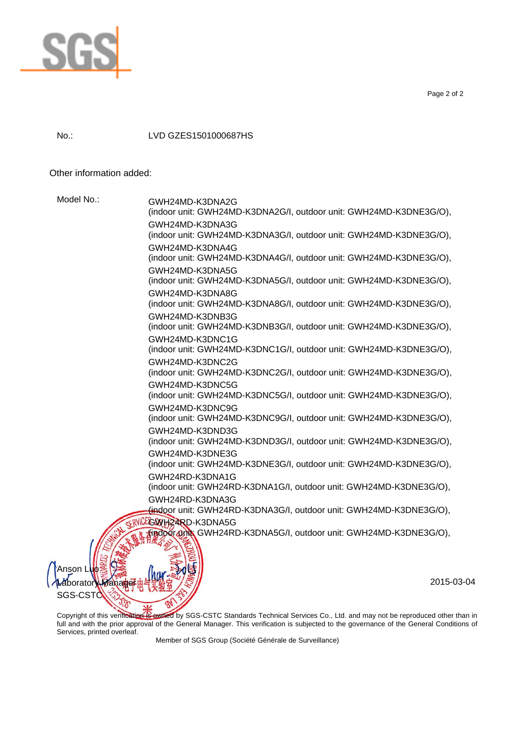No.: LVD GZES1501000687HS

Other information added:

Model No.:

GWH24MD-K3DNA2G
(indoor unit: GWH24MD-K3DNA2G/I, outdoor unit: GWH24MD-K3DNE3G/O),
GWH24MD-K3DNA3G
(indoor unit: GWH24MD-K3DNA3G/I, outdoor unit: GWH24MD-K3DNE3G/O),
GWH24MD-K3DNA4G
(indoor unit: GWH24MD-K3DNA4G/I, outdoor unit: GWH24MD-K3DNE3G/O),
GWH24MD-K3DNA5G
(indoor unit: GWH24MD-K3DNA5G/I, outdoor unit: GWH24MD-K3DNE3G/O),
GWH24MD-K3DNA8G
(indoor unit: GWH24MD-K3DNA8G/I, outdoor unit: GWH24MD-K3DNE3G/O),
GWH24MD-K3DNB3G
(indoor unit: GWH24MD-K3DNB3G/I, outdoor unit: GWH24MD-K3DNE3G/O),
GWH24MD-K3DNC1G
(indoor unit: GWH24MD-K3DNC1G/I, outdoor unit: GWH24MD-K3DNE3G/O),
GWH24MD-K3DNC2G
(indoor unit: GWH24MD-K3DNC2G/I, outdoor unit: GWH24MD-K3DNE3G/O),
GWH24MD-K3DNC5G
(indoor unit: GWH24MD-K3DNC5G/I, outdoor unit: GWH24MD-K3DNE3G/O),
GWH24MD-K3DNC9G
(indoor unit: GWH24MD-K3DNC9G/I, outdoor unit: GWH24MD-K3DNE3G/O),
GWH24MD-K3DND3G
(indoor unit: GWH24MD-K3DND3G/I, outdoor unit: GWH24MD-K3DNE3G/O),
GWH24MD-K3DNE3G
(indoor unit: GWH24MD-K3DNE3G/I, outdoor unit: GWH24MD-K3DNE3G/O),
GWH24RD-K3DNA1G
(indoor unit: GWH24RD-K3DNA1G/I, outdoor unit: GWH24MD-K3DNE3G/O),
GWH24RD-K3DNA3G
(indoor unit: GWH24RD-K3DNA3G/I, outdoor unit: GWH24MD-K3DNE3G/O),
GWH24RD-K3DNA5G
(indoor unit: GWH24RD-K3DNA5G/I, outdoor unit: GWH24MD-K3DNE3G/O),

Anson Luo
Laboratory Manager
SGS-CSTC

2015-03-04

Copyright of this verification is owned by SGS-CSTC Standards Technical Services Co., Ltd. and may not be reproduced other than in full and with the prior approval of the General Manager. This verification is subjected to the governance of the General Conditions of Services, printed overleaf.

Member of SGS Group (Société Générale de Surveillance)